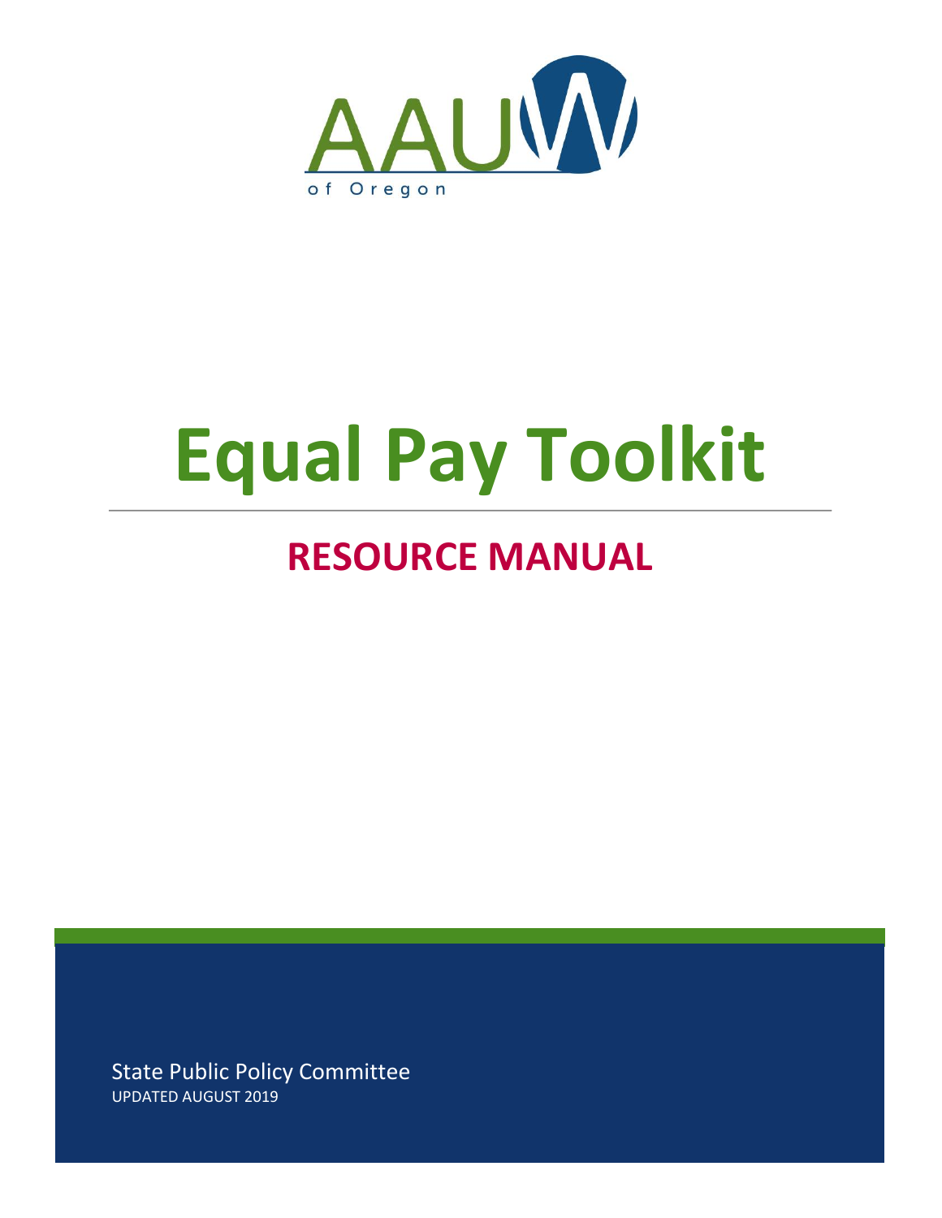AAUW

of Oregon

# Equal Pay Toolkit

## RESOURCE MANUAL

State Public Policy Committee

UPDATED AUGUST 2019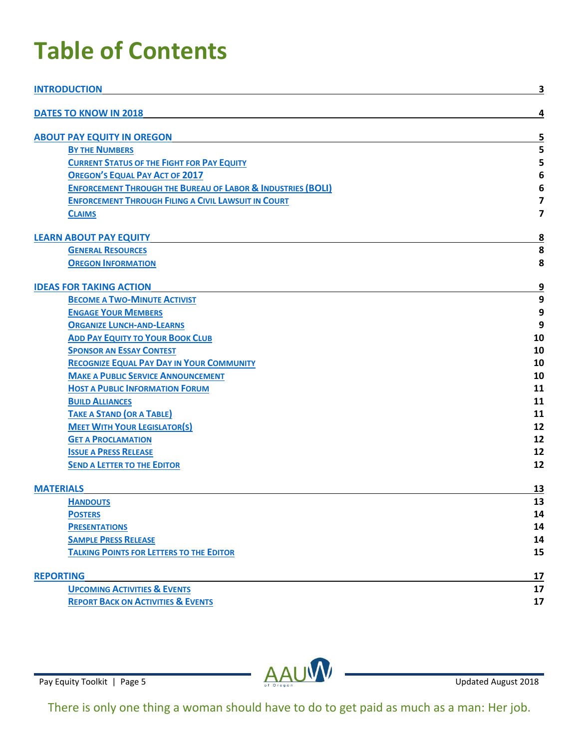# Table of Contents

| | |
|---|---|
| **INTRODUCTION** | **3** |
| **DATES TO KNOW IN 2018** | **4** |
| **ABOUT PAY EQUITY IN OREGON** | **5** |
| By the Numbers | 5 |
| Current Status of the Fight for Pay Equity | 5 |
| Oregon's Equal Pay Act of 2017 | 6 |
| Enforcement Through the Bureau of Labor & Industries (BOLI) | 6 |
| Enforcement Through Filing a Civil Lawsuit in Court | 7 |
| Claims | 7 |
| **LEARN ABOUT PAY EQUITY** | **8** |
| General Resources | 8 |
| Oregon Information | 8 |
| **IDEAS FOR TAKING ACTION** | **9** |
| Become a Two-Minute Activist | 9 |
| Engage Your Members | 9 |
| Organize Lunch-and-Learns | 9 |
| Add Pay Equity to Your Book Club | 10 |
| Sponsor an Essay Contest | 10 |
| Recognize Equal Pay Day in Your Community | 10 |
| Make a Public Service Announcement | 10 |
| Host a Public Information Forum | 11 |
| Build Alliances | 11 |
| Take a Stand (or a Table) | 11 |
| Meet With Your Legislator(s) | 12 |
| Get a Proclamation | 12 |
| Issue a Press Release | 12 |
| Send a Letter to the Editor | 12 |
| **MATERIALS** | **13** |
| Handouts | 13 |
| Posters | 14 |
| Presentations | 14 |
| Sample Press Release | 14 |
| Talking Points for Letters to the Editor | 15 |
| **REPORTING** | **17** |
| Upcoming Activities & Events | 17 |
| Report Back on Activities & Events | 17 |

There is only one thing a woman should have to do to get paid as much as a man: Her job.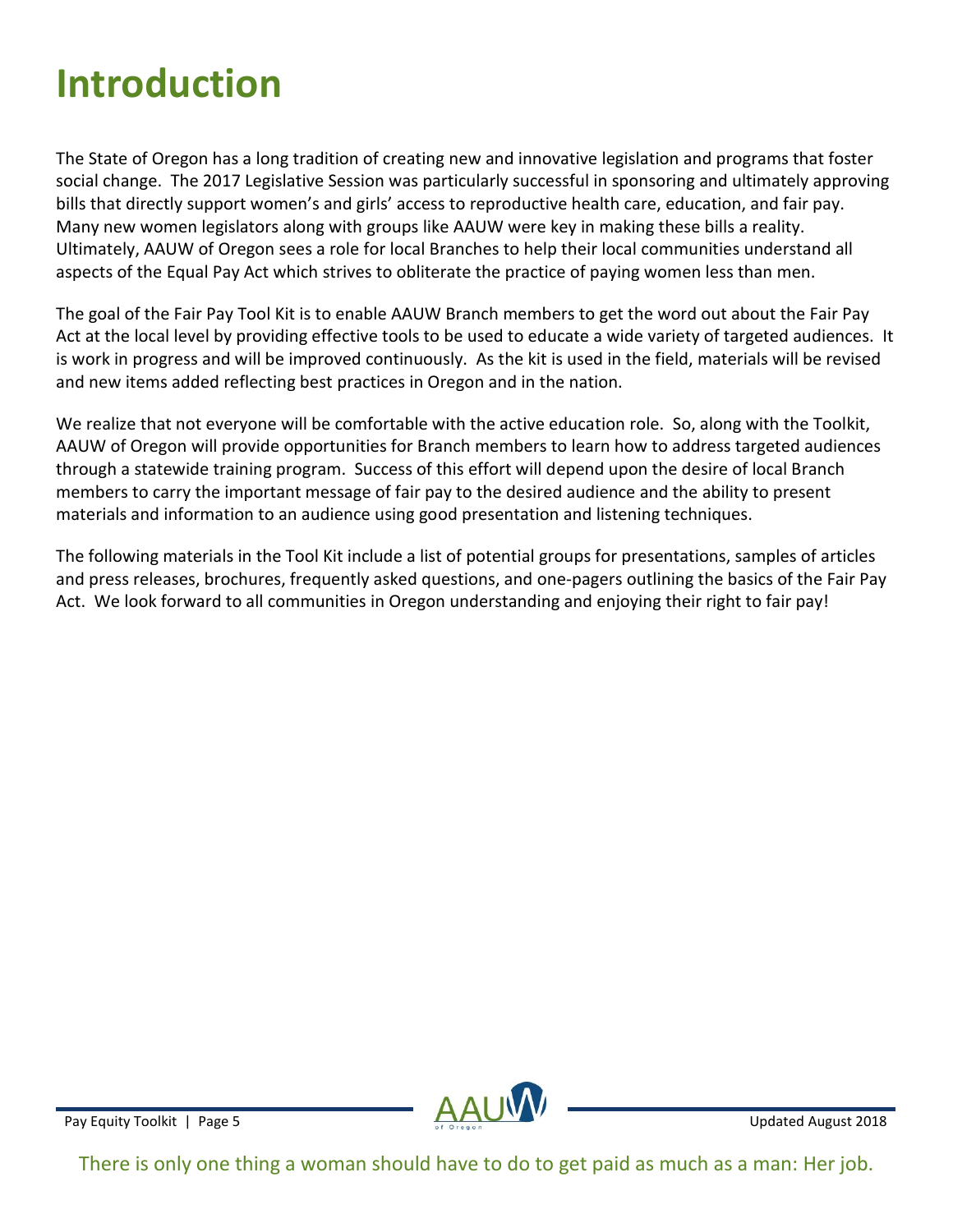# Introduction

The State of Oregon has a long tradition of creating new and innovative legislation and programs that foster social change. The 2017 Legislative Session was particularly successful in sponsoring and ultimately approving bills that directly support women's and girls' access to reproductive health care, education, and fair pay. Many new women legislators along with groups like AAUW were key in making these bills a reality. Ultimately, AAUW of Oregon sees a role for local Branches to help their local communities understand all aspects of the Equal Pay Act which strives to obliterate the practice of paying women less than men.

The goal of the Fair Pay Tool Kit is to enable AAUW Branch members to get the word out about the Fair Pay Act at the local level by providing effective tools to be used to educate a wide variety of targeted audiences. It is work in progress and will be improved continuously. As the kit is used in the field, materials will be revised and new items added reflecting best practices in Oregon and in the nation.

We realize that not everyone will be comfortable with the active education role. So, along with the Toolkit, AAUW of Oregon will provide opportunities for Branch members to learn how to address targeted audiences through a statewide training program. Success of this effort will depend upon the desire of local Branch members to carry the important message of fair pay to the desired audience and the ability to present materials and information to an audience using good presentation and listening techniques.

The following materials in the Tool Kit include a list of potential groups for presentations, samples of articles and press releases, brochures, frequently asked questions, and one-pagers outlining the basics of the Fair Pay Act. We look forward to all communities in Oregon understanding and enjoying their right to fair pay!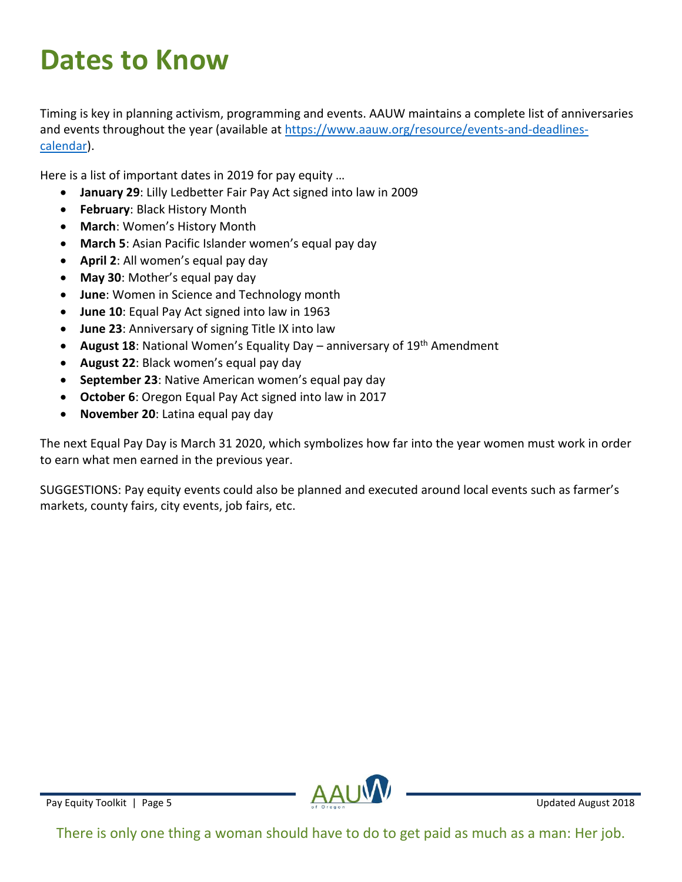# Dates to Know

Timing is key in planning activism, programming and events. AAUW maintains a complete list of anniversaries and events throughout the year (available at https://www.aauw.org/resource/events-and-deadlines-calendar).

Here is a list of important dates in 2019 for pay equity …

- **January 29**: Lilly Ledbetter Fair Pay Act signed into law in 2009
- **February**: Black History Month
- **March**: Women's History Month
- **March 5**: Asian Pacific Islander women's equal pay day
- **April 2**: All women's equal pay day
- **May 30**: Mother's equal pay day
- **June**: Women in Science and Technology month
- **June 10**: Equal Pay Act signed into law in 1963
- **June 23**: Anniversary of signing Title IX into law
- **August 18**: National Women's Equality Day – anniversary of 19th Amendment
- **August 22**: Black women's equal pay day
- **September 23**: Native American women's equal pay day
- **October 6**: Oregon Equal Pay Act signed into law in 2017
- **November 20**: Latina equal pay day

The next Equal Pay Day is March 31 2020, which symbolizes how far into the year women must work in order to earn what men earned in the previous year.

SUGGESTIONS: Pay equity events could also be planned and executed around local events such as farmer's markets, county fairs, city events, job fairs, etc.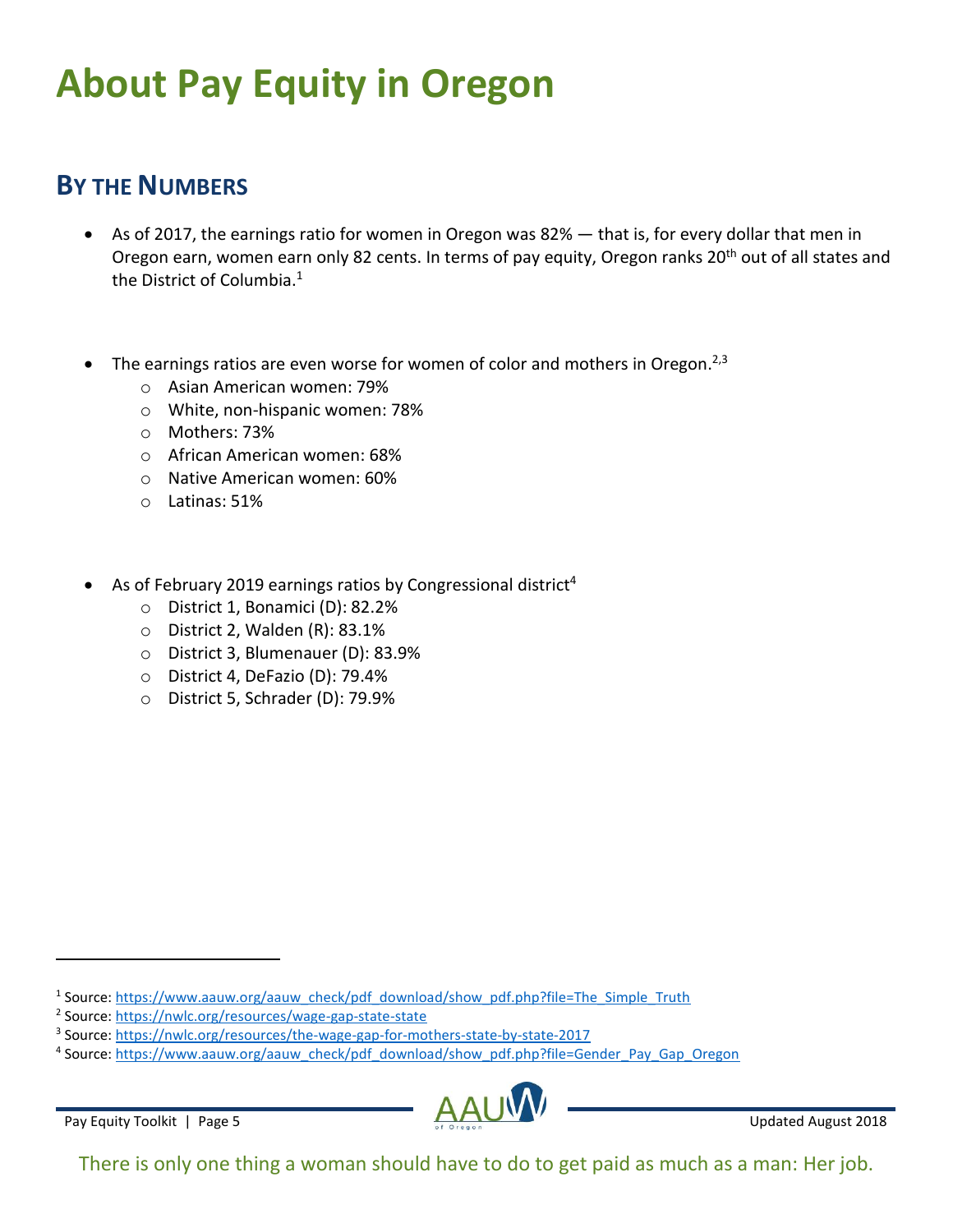# About Pay Equity in Oregon

## By the Numbers

- As of 2017, the earnings ratio for women in Oregon was 82% — that is, for every dollar that men in Oregon earn, women earn only 82 cents. In terms of pay equity, Oregon ranks 20th out of all states and the District of Columbia.[1]

- The earnings ratios are even worse for women of color and mothers in Oregon.[2,3]
  - Asian American women: 79%
  - White, non-hispanic women: 78%
  - Mothers: 73%
  - African American women: 68%
  - Native American women: 60%
  - Latinas: 51%

- As of February 2019 earnings ratios by Congressional district[4]
  - District 1, Bonamici (D): 82.2%
  - District 2, Walden (R): 83.1%
  - District 3, Blumenauer (D): 83.9%
  - District 4, DeFazio (D): 79.4%
  - District 5, Schrader (D): 79.9%

---

[1] Source: https://www.aauw.org/aauw_check/pdf_download/show_pdf.php?file=The_Simple_Truth

[2] Source: https://nwlc.org/resources/wage-gap-state-state

[3] Source: https://nwlc.org/resources/the-wage-gap-for-mothers-state-by-state-2017

[4] Source: https://www.aauw.org/aauw_check/pdf_download/show_pdf.php?file=Gender_Pay_Gap_Oregon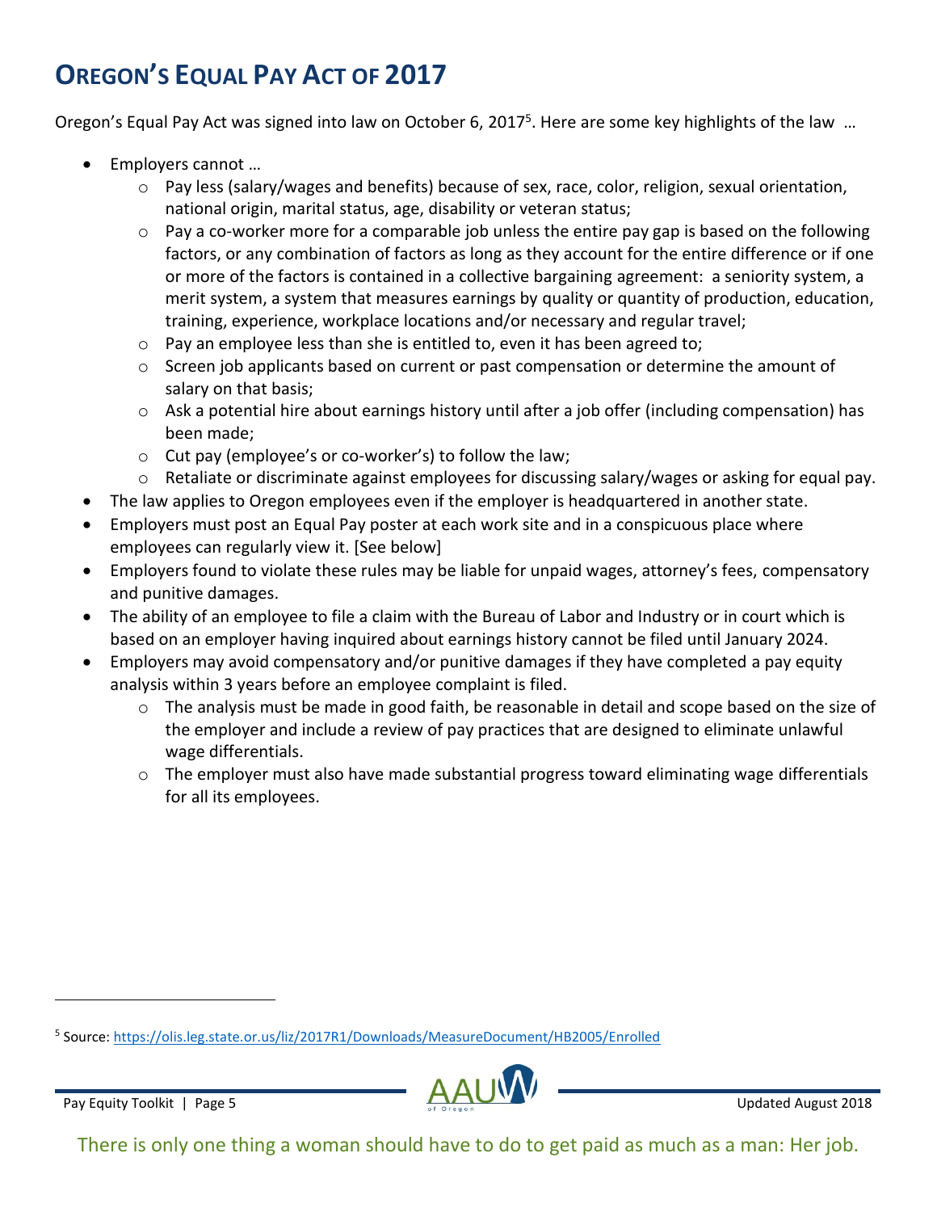# OREGON'S EQUAL PAY ACT OF 2017

Oregon's Equal Pay Act was signed into law on October 6, 2017[5]. Here are some key highlights of the law …

- Employers cannot …
  - Pay less (salary/wages and benefits) because of sex, race, color, religion, sexual orientation, national origin, marital status, age, disability or veteran status;
  - Pay a co-worker more for a comparable job unless the entire pay gap is based on the following factors, or any combination of factors as long as they account for the entire difference or if one or more of the factors is contained in a collective bargaining agreement: a seniority system, a merit system, a system that measures earnings by quality or quantity of production, education, training, experience, workplace locations and/or necessary and regular travel;
  - Pay an employee less than she is entitled to, even it has been agreed to;
  - Screen job applicants based on current or past compensation or determine the amount of salary on that basis;
  - Ask a potential hire about earnings history until after a job offer (including compensation) has been made;
  - Cut pay (employee's or co-worker's) to follow the law;
  - Retaliate or discriminate against employees for discussing salary/wages or asking for equal pay.
- The law applies to Oregon employees even if the employer is headquartered in another state.
- Employers must post an Equal Pay poster at each work site and in a conspicuous place where employees can regularly view it. [See below]
- Employers found to violate these rules may be liable for unpaid wages, attorney's fees, compensatory and punitive damages.
- The ability of an employee to file a claim with the Bureau of Labor and Industry or in court which is based on an employer having inquired about earnings history cannot be filed until January 2024.
- Employers may avoid compensatory and/or punitive damages if they have completed a pay equity analysis within 3 years before an employee complaint is filed.
  - The analysis must be made in good faith, be reasonable in detail and scope based on the size of the employer and include a review of pay practices that are designed to eliminate unlawful wage differentials.
  - The employer must also have made substantial progress toward eliminating wage differentials for all its employees.

[5] Source: https://olis.leg.state.or.us/liz/2017R1/Downloads/MeasureDocument/HB2005/Enrolled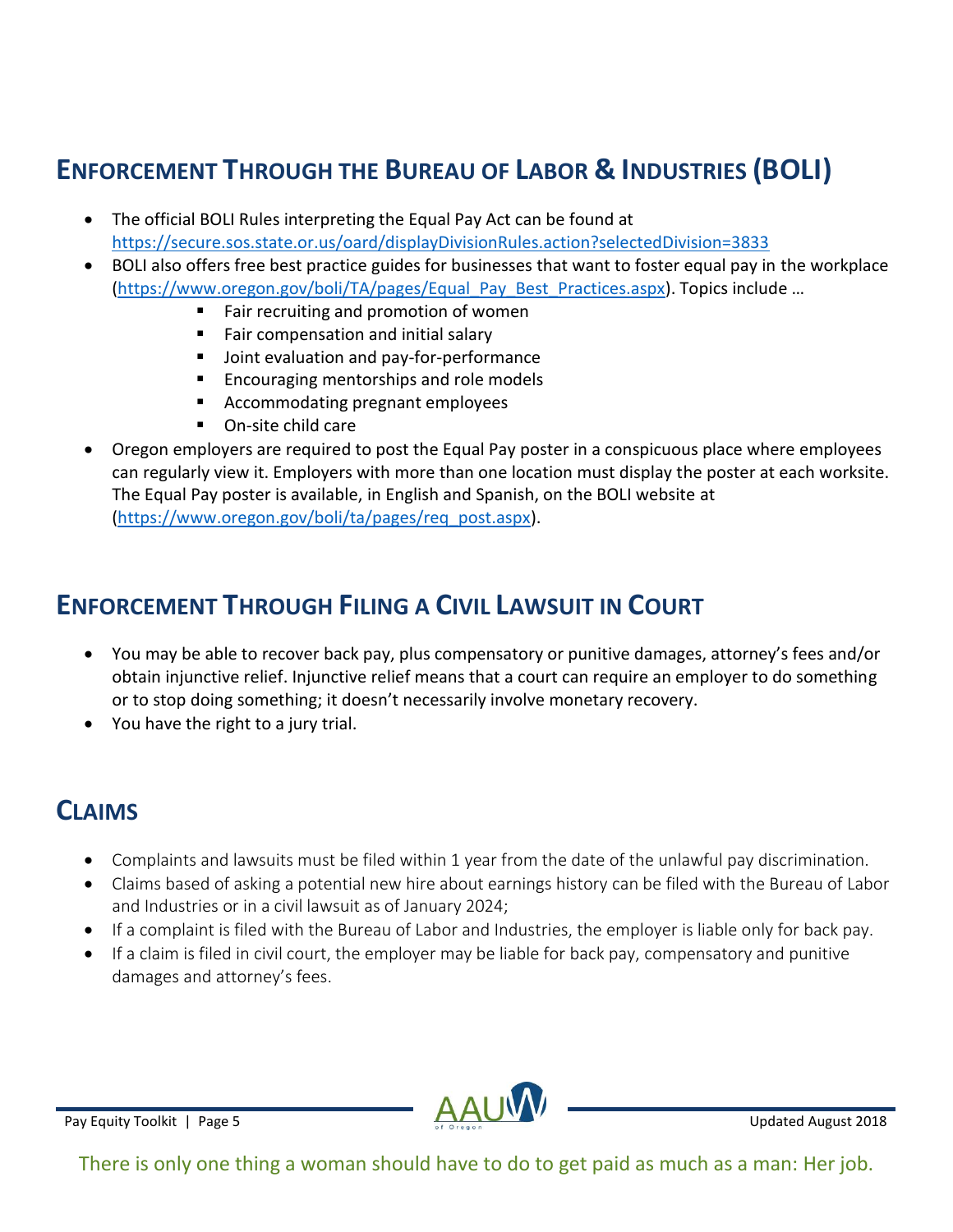## Enforcement Through the Bureau of Labor & Industries (BOLI)

- The official BOLI Rules interpreting the Equal Pay Act can be found at https://secure.sos.state.or.us/oard/displayDivisionRules.action?selectedDivision=3833
- BOLI also offers free best practice guides for businesses that want to foster equal pay in the workplace (https://www.oregon.gov/boli/TA/pages/Equal_Pay_Best_Practices.aspx). Topics include …
  - Fair recruiting and promotion of women
  - Fair compensation and initial salary
  - Joint evaluation and pay-for-performance
  - Encouraging mentorships and role models
  - Accommodating pregnant employees
  - On-site child care
- Oregon employers are required to post the Equal Pay poster in a conspicuous place where employees can regularly view it. Employers with more than one location must display the poster at each worksite. The Equal Pay poster is available, in English and Spanish, on the BOLI website at (https://www.oregon.gov/boli/ta/pages/req_post.aspx).

## Enforcement Through Filing a Civil Lawsuit in Court

- You may be able to recover back pay, plus compensatory or punitive damages, attorney's fees and/or obtain injunctive relief. Injunctive relief means that a court can require an employer to do something or to stop doing something; it doesn't necessarily involve monetary recovery.
- You have the right to a jury trial.

## Claims

- Complaints and lawsuits must be filed within 1 year from the date of the unlawful pay discrimination.
- Claims based of asking a potential new hire about earnings history can be filed with the Bureau of Labor and Industries or in a civil lawsuit as of January 2024;
- If a complaint is filed with the Bureau of Labor and Industries, the employer is liable only for back pay.
- If a claim is filed in civil court, the employer may be liable for back pay, compensatory and punitive damages and attorney's fees.

There is only one thing a woman should have to do to get paid as much as a man: Her job.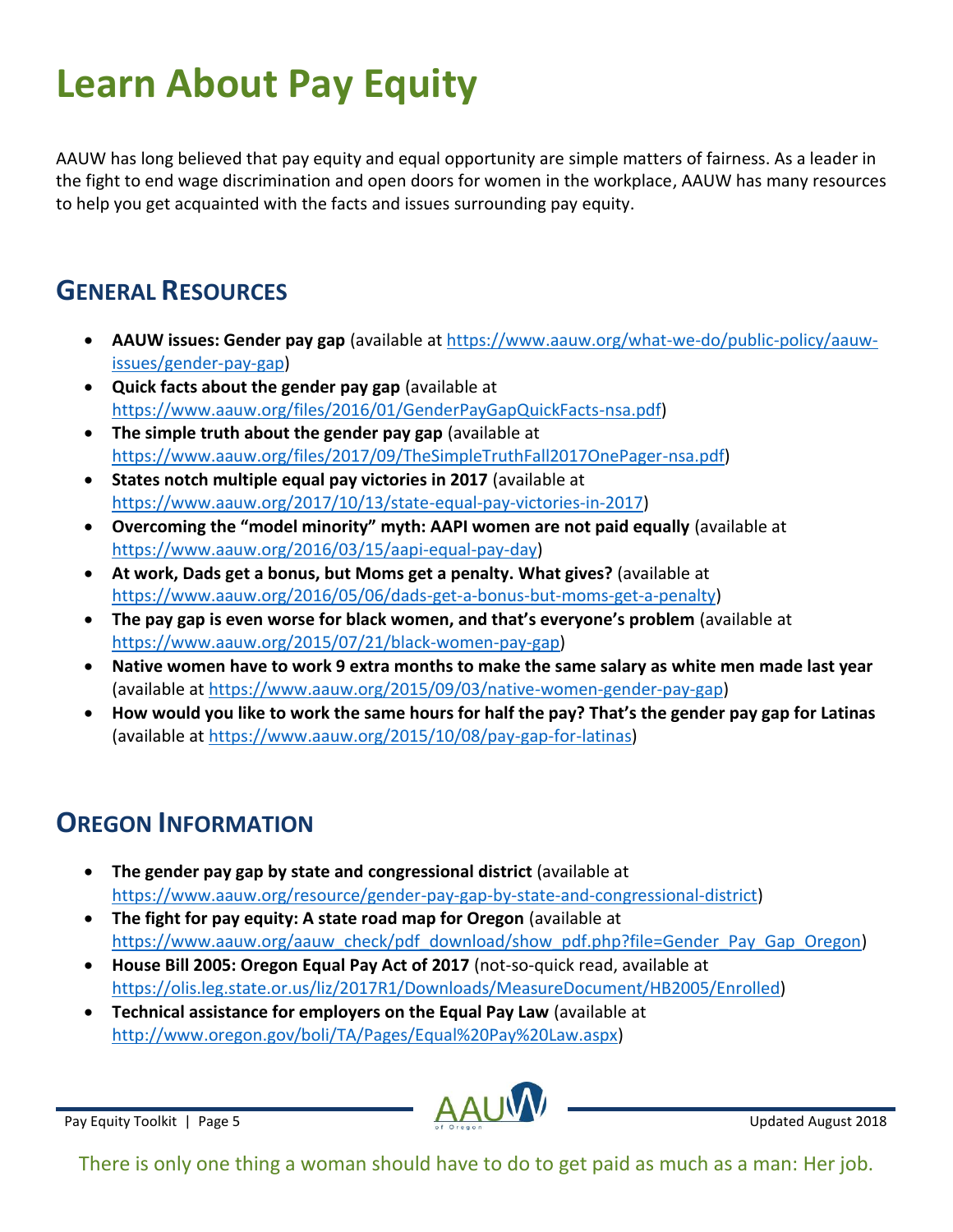# Learn About Pay Equity

AAUW has long believed that pay equity and equal opportunity are simple matters of fairness. As a leader in the fight to end wage discrimination and open doors for women in the workplace, AAUW has many resources to help you get acquainted with the facts and issues surrounding pay equity.

## General Resources

- **AAUW issues: Gender pay gap** (available at https://www.aauw.org/what-we-do/public-policy/aauw-issues/gender-pay-gap)
- **Quick facts about the gender pay gap** (available at https://www.aauw.org/files/2016/01/GenderPayGapQuickFacts-nsa.pdf)
- **The simple truth about the gender pay gap** (available at https://www.aauw.org/files/2017/09/TheSimpleTruthFall2017OnePager-nsa.pdf)
- **States notch multiple equal pay victories in 2017** (available at https://www.aauw.org/2017/10/13/state-equal-pay-victories-in-2017)
- **Overcoming the "model minority" myth: AAPI women are not paid equally** (available at https://www.aauw.org/2016/03/15/aapi-equal-pay-day)
- **At work, Dads get a bonus, but Moms get a penalty. What gives?** (available at https://www.aauw.org/2016/05/06/dads-get-a-bonus-but-moms-get-a-penalty)
- **The pay gap is even worse for black women, and that's everyone's problem** (available at https://www.aauw.org/2015/07/21/black-women-pay-gap)
- **Native women have to work 9 extra months to make the same salary as white men made last year** (available at https://www.aauw.org/2015/09/03/native-women-gender-pay-gap)
- **How would you like to work the same hours for half the pay? That's the gender pay gap for Latinas** (available at https://www.aauw.org/2015/10/08/pay-gap-for-latinas)

## Oregon Information

- **The gender pay gap by state and congressional district** (available at https://www.aauw.org/resource/gender-pay-gap-by-state-and-congressional-district)
- **The fight for pay equity: A state road map for Oregon** (available at https://www.aauw.org/aauw_check/pdf_download/show_pdf.php?file=Gender_Pay_Gap_Oregon)
- **House Bill 2005: Oregon Equal Pay Act of 2017** (not-so-quick read, available at https://olis.leg.state.or.us/liz/2017R1/Downloads/MeasureDocument/HB2005/Enrolled)
- **Technical assistance for employers on the Equal Pay Law** (available at http://www.oregon.gov/boli/TA/Pages/Equal%20Pay%20Law.aspx)

There is only one thing a woman should have to do to get paid as much as a man: Her job.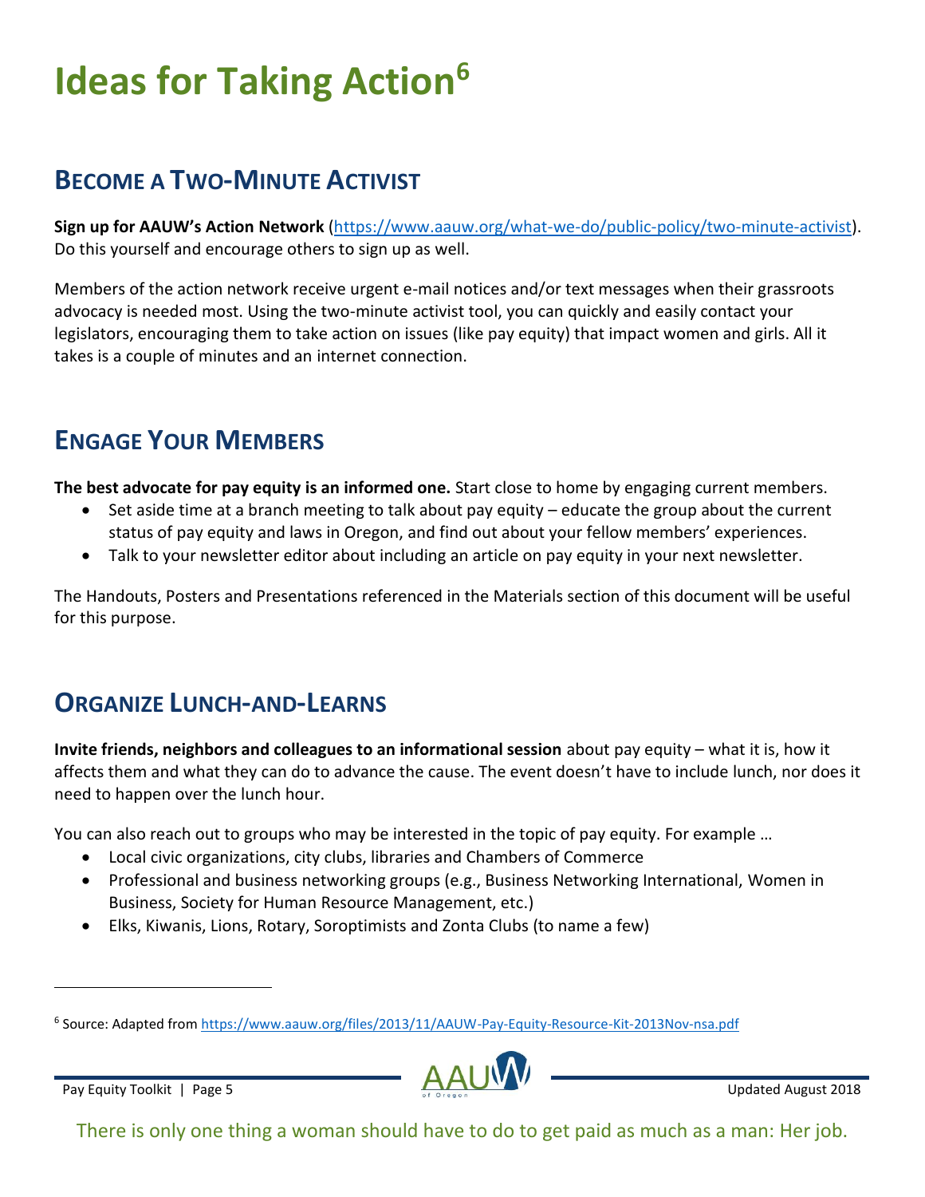# Ideas for Taking Action[6]

## Become a Two-Minute Activist

**Sign up for AAUW's Action Network** (https://www.aauw.org/what-we-do/public-policy/two-minute-activist). Do this yourself and encourage others to sign up as well.

Members of the action network receive urgent e-mail notices and/or text messages when their grassroots advocacy is needed most. Using the two-minute activist tool, you can quickly and easily contact your legislators, encouraging them to take action on issues (like pay equity) that impact women and girls. All it takes is a couple of minutes and an internet connection.

## Engage Your Members

**The best advocate for pay equity is an informed one.** Start close to home by engaging current members.

- Set aside time at a branch meeting to talk about pay equity – educate the group about the current status of pay equity and laws in Oregon, and find out about your fellow members' experiences.
- Talk to your newsletter editor about including an article on pay equity in your next newsletter.

The Handouts, Posters and Presentations referenced in the Materials section of this document will be useful for this purpose.

## Organize Lunch-and-Learns

**Invite friends, neighbors and colleagues to an informational session** about pay equity – what it is, how it affects them and what they can do to advance the cause. The event doesn't have to include lunch, nor does it need to happen over the lunch hour.

You can also reach out to groups who may be interested in the topic of pay equity. For example …

- Local civic organizations, city clubs, libraries and Chambers of Commerce
- Professional and business networking groups (e.g., Business Networking International, Women in Business, Society for Human Resource Management, etc.)
- Elks, Kiwanis, Lions, Rotary, Soroptimists and Zonta Clubs (to name a few)

[6] Source: Adapted from https://www.aauw.org/files/2013/11/AAUW-Pay-Equity-Resource-Kit-2013Nov-nsa.pdf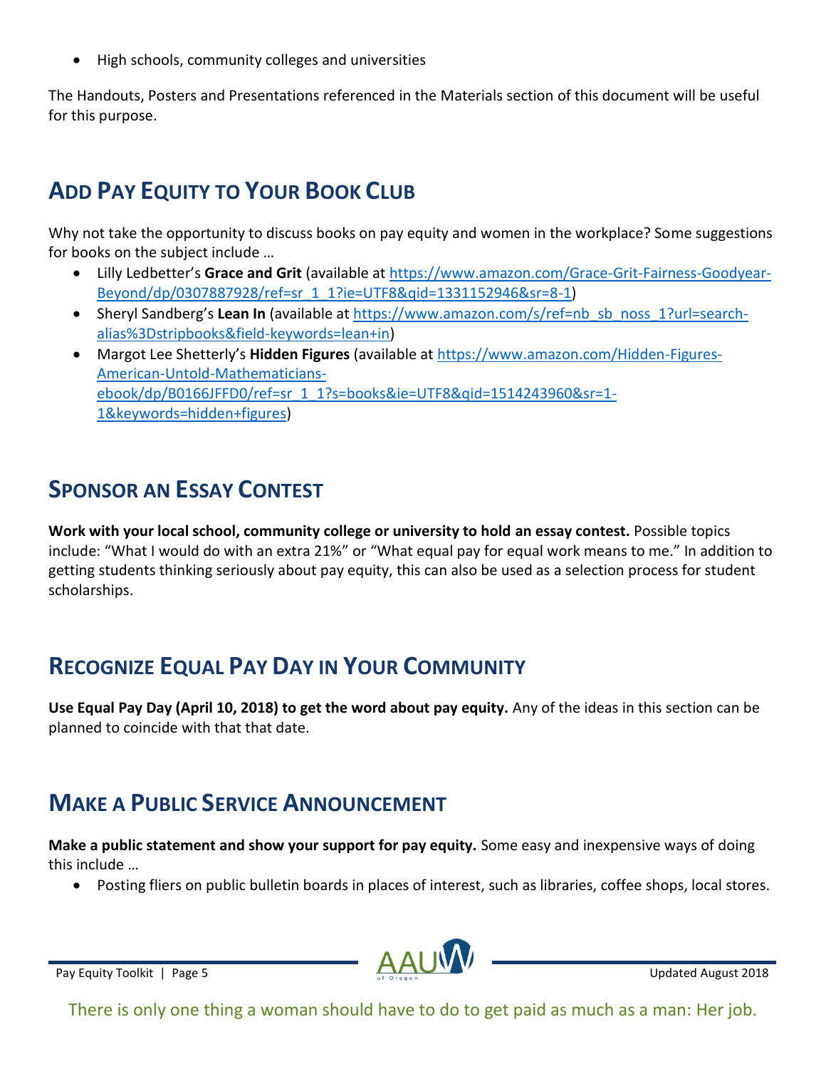- High schools, community colleges and universities

The Handouts, Posters and Presentations referenced in the Materials section of this document will be useful for this purpose.

## Add Pay Equity to Your Book Club

Why not take the opportunity to discuss books on pay equity and women in the workplace? Some suggestions for books on the subject include …

- Lilly Ledbetter's **Grace and Grit** (available at https://www.amazon.com/Grace-Grit-Fairness-Goodyear-Beyond/dp/0307887928/ref=sr_1_1?ie=UTF8&qid=1331152946&sr=8-1)
- Sheryl Sandberg's **Lean In** (available at https://www.amazon.com/s/ref=nb_sb_noss_1?url=search-alias%3Dstripbooks&field-keywords=lean+in)
- Margot Lee Shetterly's **Hidden Figures** (available at https://www.amazon.com/Hidden-Figures-American-Untold-Mathematicians-ebook/dp/B0166JFFD0/ref=sr_1_1?s=books&ie=UTF8&qid=1514243960&sr=1-1&keywords=hidden+figures)

## Sponsor an Essay Contest

**Work with your local school, community college or university to hold an essay contest.** Possible topics include: "What I would do with an extra 21%" or "What equal pay for equal work means to me." In addition to getting students thinking seriously about pay equity, this can also be used as a selection process for student scholarships.

## Recognize Equal Pay Day in Your Community

**Use Equal Pay Day (April 10, 2018) to get the word about pay equity.** Any of the ideas in this section can be planned to coincide with that that date.

## Make a Public Service Announcement

**Make a public statement and show your support for pay equity.** Some easy and inexpensive ways of doing this include …

- Posting fliers on public bulletin boards in places of interest, such as libraries, coffee shops, local stores.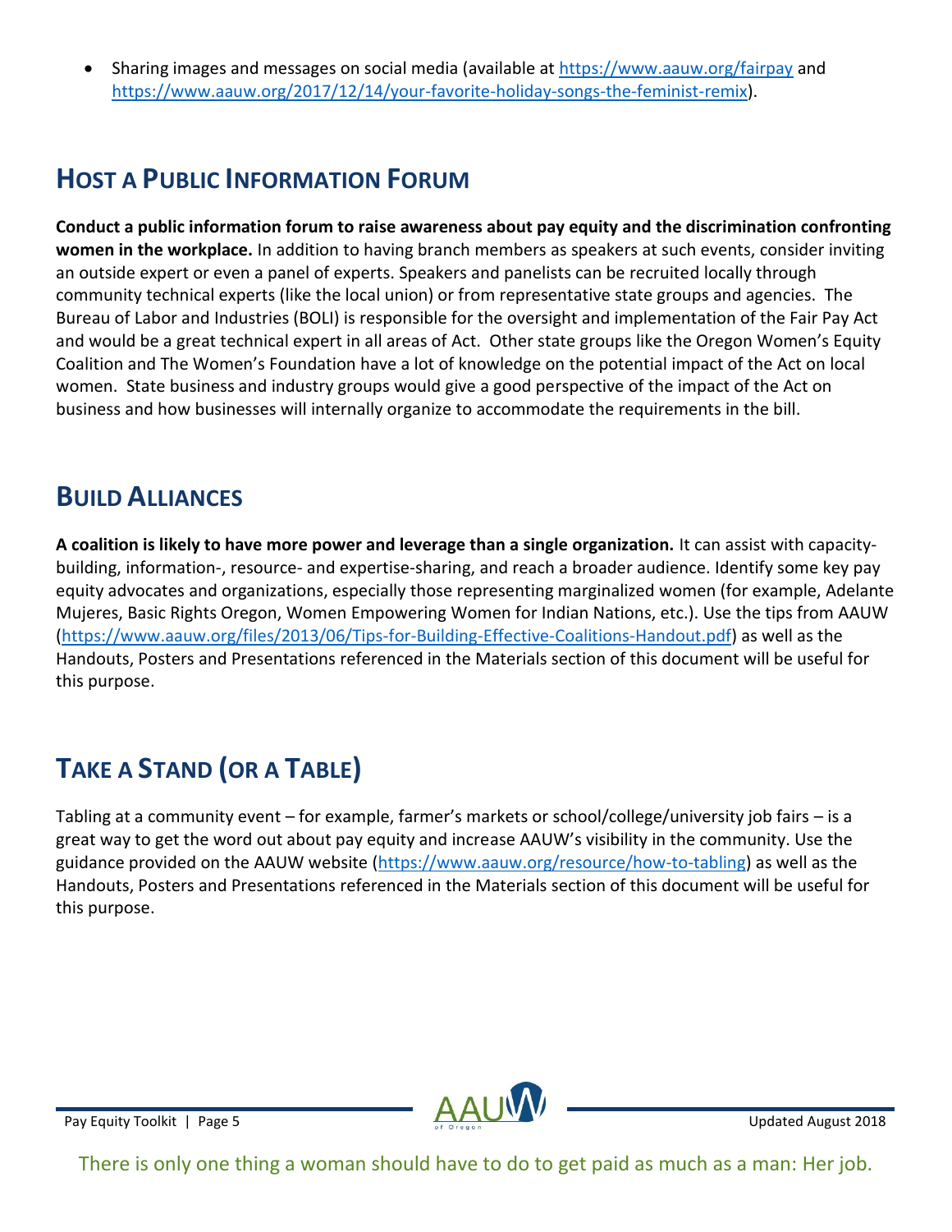- Sharing images and messages on social media (available at https://www.aauw.org/fairpay and https://www.aauw.org/2017/12/14/your-favorite-holiday-songs-the-feminist-remix).

## Host a Public Information Forum

**Conduct a public information forum to raise awareness about pay equity and the discrimination confronting women in the workplace.** In addition to having branch members as speakers at such events, consider inviting an outside expert or even a panel of experts. Speakers and panelists can be recruited locally through community technical experts (like the local union) or from representative state groups and agencies. The Bureau of Labor and Industries (BOLI) is responsible for the oversight and implementation of the Fair Pay Act and would be a great technical expert in all areas of Act. Other state groups like the Oregon Women's Equity Coalition and The Women's Foundation have a lot of knowledge on the potential impact of the Act on local women. State business and industry groups would give a good perspective of the impact of the Act on business and how businesses will internally organize to accommodate the requirements in the bill.

## Build Alliances

**A coalition is likely to have more power and leverage than a single organization.** It can assist with capacity-building, information-, resource- and expertise-sharing, and reach a broader audience. Identify some key pay equity advocates and organizations, especially those representing marginalized women (for example, Adelante Mujeres, Basic Rights Oregon, Women Empowering Women for Indian Nations, etc.). Use the tips from AAUW (https://www.aauw.org/files/2013/06/Tips-for-Building-Effective-Coalitions-Handout.pdf) as well as the Handouts, Posters and Presentations referenced in the Materials section of this document will be useful for this purpose.

## Take a Stand (or a Table)

Tabling at a community event – for example, farmer's markets or school/college/university job fairs – is a great way to get the word out about pay equity and increase AAUW's visibility in the community. Use the guidance provided on the AAUW website (https://www.aauw.org/resource/how-to-tabling) as well as the Handouts, Posters and Presentations referenced in the Materials section of this document will be useful for this purpose.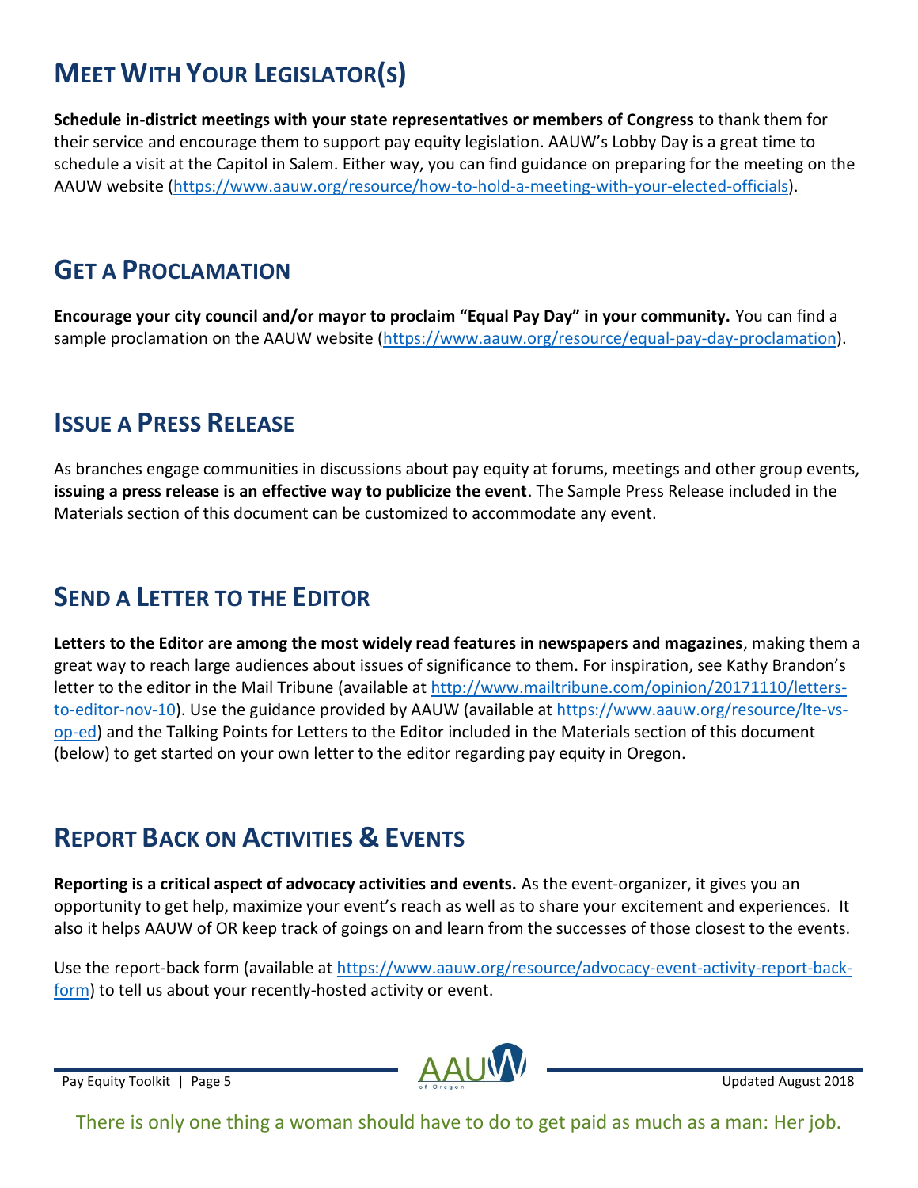## Meet With Your Legislator(s)

**Schedule in-district meetings with your state representatives or members of Congress** to thank them for their service and encourage them to support pay equity legislation. AAUW's Lobby Day is a great time to schedule a visit at the Capitol in Salem. Either way, you can find guidance on preparing for the meeting on the AAUW website (https://www.aauw.org/resource/how-to-hold-a-meeting-with-your-elected-officials).

## Get a Proclamation

**Encourage your city council and/or mayor to proclaim "Equal Pay Day" in your community.** You can find a sample proclamation on the AAUW website (https://www.aauw.org/resource/equal-pay-day-proclamation).

## Issue a Press Release

As branches engage communities in discussions about pay equity at forums, meetings and other group events, **issuing a press release is an effective way to publicize the event**. The Sample Press Release included in the Materials section of this document can be customized to accommodate any event.

## Send a Letter to the Editor

**Letters to the Editor are among the most widely read features in newspapers and magazines**, making them a great way to reach large audiences about issues of significance to them. For inspiration, see Kathy Brandon's letter to the editor in the Mail Tribune (available at http://www.mailtribune.com/opinion/20171110/letters-to-editor-nov-10). Use the guidance provided by AAUW (available at https://www.aauw.org/resource/lte-vs-op-ed) and the Talking Points for Letters to the Editor included in the Materials section of this document (below) to get started on your own letter to the editor regarding pay equity in Oregon.

## Report Back on Activities & Events

**Reporting is a critical aspect of advocacy activities and events.** As the event-organizer, it gives you an opportunity to get help, maximize your event's reach as well as to share your excitement and experiences. It also it helps AAUW of OR keep track of goings on and learn from the successes of those closest to the events.

Use the report-back form (available at https://www.aauw.org/resource/advocacy-event-activity-report-back-form) to tell us about your recently-hosted activity or event.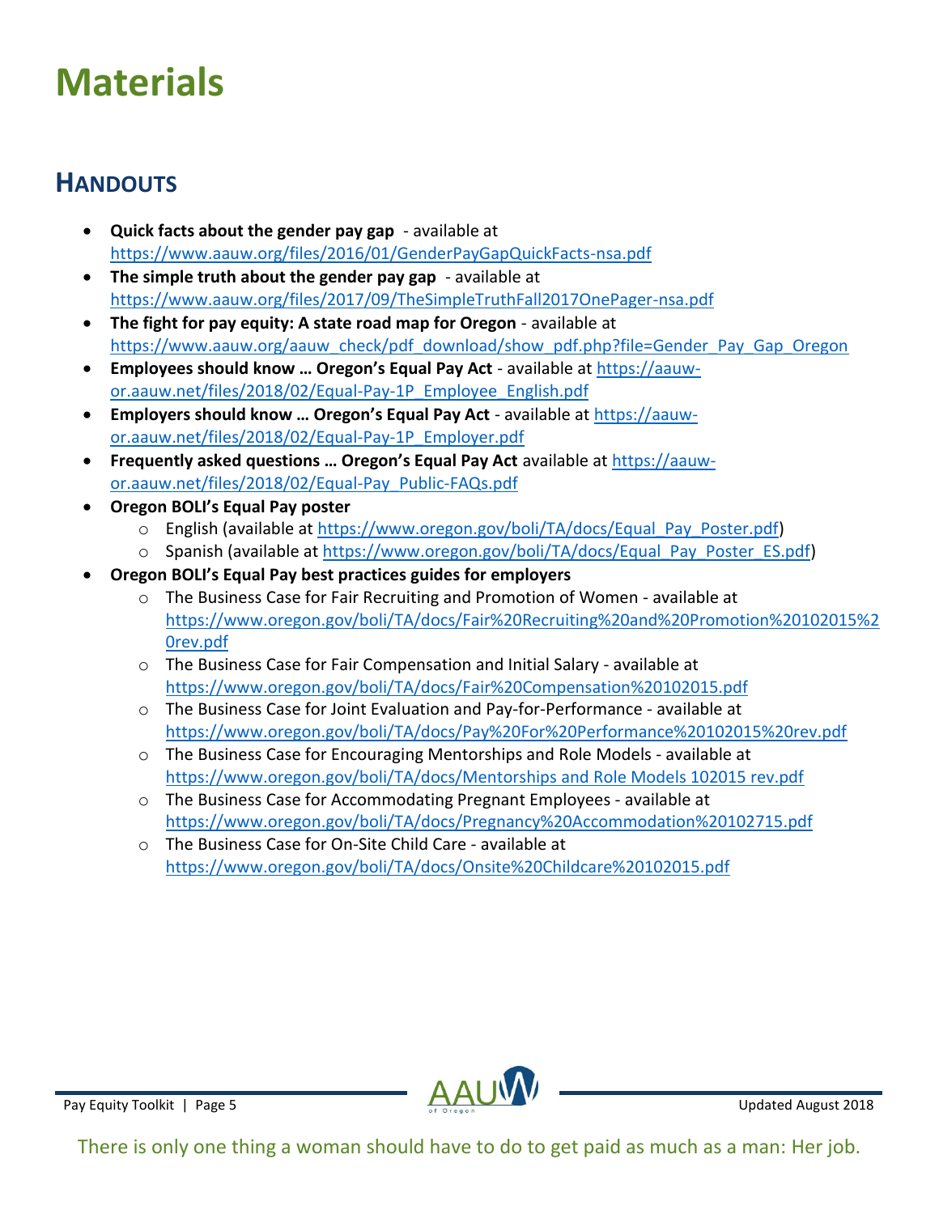# Materials

## HANDOUTS

- **Quick facts about the gender pay gap** - available at https://www.aauw.org/files/2016/01/GenderPayGapQuickFacts-nsa.pdf
- **The simple truth about the gender pay gap** - available at https://www.aauw.org/files/2017/09/TheSimpleTruthFall2017OnePager-nsa.pdf
- **The fight for pay equity: A state road map for Oregon** - available at https://www.aauw.org/aauw_check/pdf_download/show_pdf.php?file=Gender_Pay_Gap_Oregon
- **Employees should know … Oregon's Equal Pay Act** - available at https://aauw-or.aauw.net/files/2018/02/Equal-Pay-1P_Employee_English.pdf
- **Employers should know … Oregon's Equal Pay Act** - available at https://aauw-or.aauw.net/files/2018/02/Equal-Pay-1P_Employer.pdf
- **Frequently asked questions … Oregon's Equal Pay Act** available at https://aauw-or.aauw.net/files/2018/02/Equal-Pay_Public-FAQs.pdf
- **Oregon BOLI's Equal Pay poster**
  - English (available at https://www.oregon.gov/boli/TA/docs/Equal_Pay_Poster.pdf)
  - Spanish (available at https://www.oregon.gov/boli/TA/docs/Equal_Pay_Poster_ES.pdf)
- **Oregon BOLI's Equal Pay best practices guides for employers**
  - The Business Case for Fair Recruiting and Promotion of Women - available at https://www.oregon.gov/boli/TA/docs/Fair%20Recruiting%20and%20Promotion%20102015%20rev.pdf
  - The Business Case for Fair Compensation and Initial Salary - available at https://www.oregon.gov/boli/TA/docs/Fair%20Compensation%20102015.pdf
  - The Business Case for Joint Evaluation and Pay-for-Performance - available at https://www.oregon.gov/boli/TA/docs/Pay%20For%20Performance%20102015%20rev.pdf
  - The Business Case for Encouraging Mentorships and Role Models - available at https://www.oregon.gov/boli/TA/docs/Mentorships and Role Models 102015 rev.pdf
  - The Business Case for Accommodating Pregnant Employees - available at https://www.oregon.gov/boli/TA/docs/Pregnancy%20Accommodation%20102715.pdf
  - The Business Case for On-Site Child Care - available at https://www.oregon.gov/boli/TA/docs/Onsite%20Childcare%20102015.pdf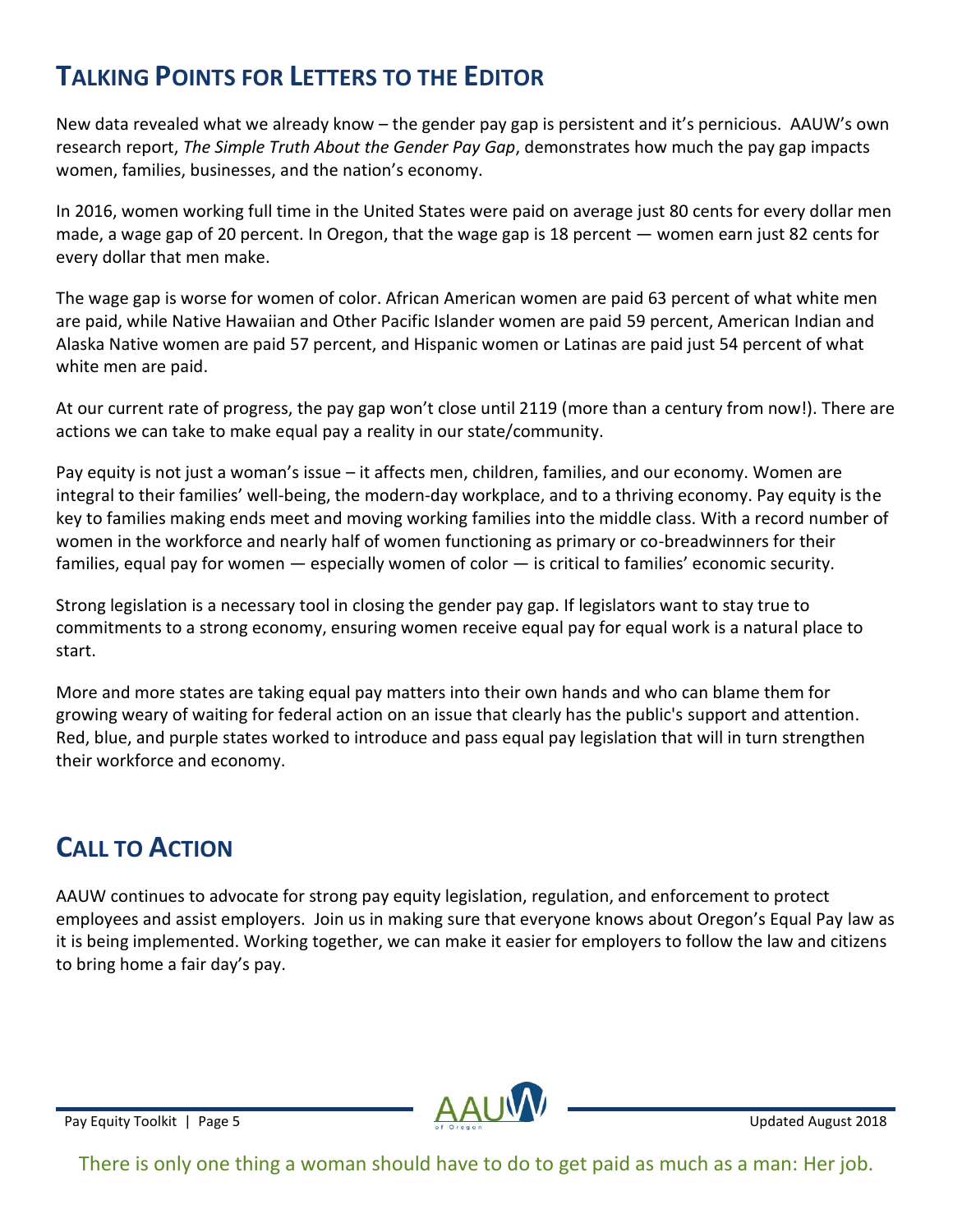## Talking Points for Letters to the Editor

New data revealed what we already know – the gender pay gap is persistent and it's pernicious. AAUW's own research report, *The Simple Truth About the Gender Pay Gap*, demonstrates how much the pay gap impacts women, families, businesses, and the nation's economy.

In 2016, women working full time in the United States were paid on average just 80 cents for every dollar men made, a wage gap of 20 percent. In Oregon, that the wage gap is 18 percent — women earn just 82 cents for every dollar that men make.

The wage gap is worse for women of color. African American women are paid 63 percent of what white men are paid, while Native Hawaiian and Other Pacific Islander women are paid 59 percent, American Indian and Alaska Native women are paid 57 percent, and Hispanic women or Latinas are paid just 54 percent of what white men are paid.

At our current rate of progress, the pay gap won't close until 2119 (more than a century from now!). There are actions we can take to make equal pay a reality in our state/community.

Pay equity is not just a woman's issue – it affects men, children, families, and our economy. Women are integral to their families' well-being, the modern-day workplace, and to a thriving economy. Pay equity is the key to families making ends meet and moving working families into the middle class. With a record number of women in the workforce and nearly half of women functioning as primary or co-breadwinners for their families, equal pay for women — especially women of color — is critical to families' economic security.

Strong legislation is a necessary tool in closing the gender pay gap. If legislators want to stay true to commitments to a strong economy, ensuring women receive equal pay for equal work is a natural place to start.

More and more states are taking equal pay matters into their own hands and who can blame them for growing weary of waiting for federal action on an issue that clearly has the public's support and attention. Red, blue, and purple states worked to introduce and pass equal pay legislation that will in turn strengthen their workforce and economy.

## Call to Action

AAUW continues to advocate for strong pay equity legislation, regulation, and enforcement to protect employees and assist employers. Join us in making sure that everyone knows about Oregon's Equal Pay law as it is being implemented. Working together, we can make it easier for employers to follow the law and citizens to bring home a fair day's pay.

There is only one thing a woman should have to do to get paid as much as a man: Her job.